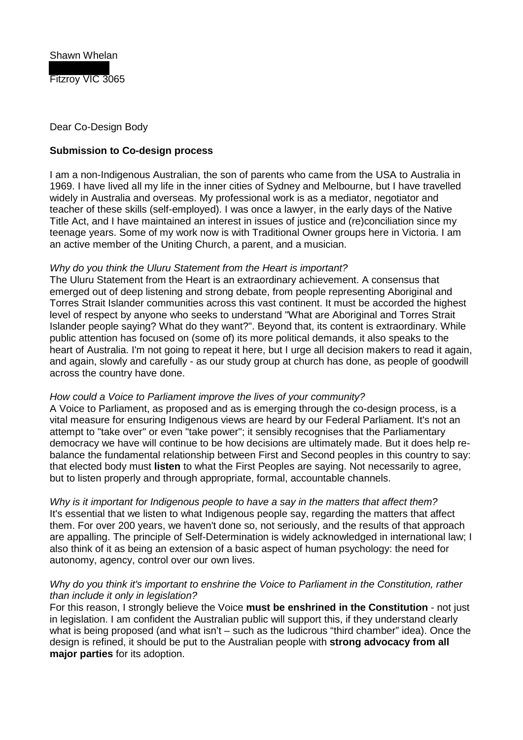Shawn Whelan

Fitzroy VIC 3065

Dear Co-Design Body

**Submission to Co-design process**

I am a non-Indigenous Australian, the son of parents who came from the USA to Australia in 1969. I have lived all my life in the inner cities of Sydney and Melbourne, but I have travelled widely in Australia and overseas. My professional work is as a mediator, negotiator and teacher of these skills (self-employed). I was once a lawyer, in the early days of the Native Title Act, and I have maintained an interest in issues of justice and (re)conciliation since my teenage years. Some of my work now is with Traditional Owner groups here in Victoria. I am an active member of the Uniting Church, a parent, and a musician.

*Why do you think the Uluru Statement from the Heart is important?*
The Uluru Statement from the Heart is an extraordinary achievement. A consensus that emerged out of deep listening and strong debate, from people representing Aboriginal and Torres Strait Islander communities across this vast continent. It must be accorded the highest level of respect by anyone who seeks to understand "What are Aboriginal and Torres Strait Islander people saying? What do they want?". Beyond that, its content is extraordinary. While public attention has focused on (some of) its more political demands, it also speaks to the heart of Australia. I'm not going to repeat it here, but I urge all decision makers to read it again, and again, slowly and carefully - as our study group at church has done, as people of goodwill across the country have done.

*How could a Voice to Parliament improve the lives of your community?*
A Voice to Parliament, as proposed and as is emerging through the co-design process, is a vital measure for ensuring Indigenous views are heard by our Federal Parliament. It's not an attempt to "take over" or even "take power"; it sensibly recognises that the Parliamentary democracy we have will continue to be how decisions are ultimately made. But it does help re-balance the fundamental relationship between First and Second peoples in this country to say: that elected body must **listen** to what the First Peoples are saying. Not necessarily to agree, but to listen properly and through appropriate, formal, accountable channels.

*Why is it important for Indigenous people to have a say in the matters that affect them?*
It's essential that we listen to what Indigenous people say, regarding the matters that affect them. For over 200 years, we haven't done so, not seriously, and the results of that approach are appalling. The principle of Self-Determination is widely acknowledged in international law; I also think of it as being an extension of a basic aspect of human psychology: the need for autonomy, agency, control over our own lives.

*Why do you think it's important to enshrine the Voice to Parliament in the Constitution, rather than include it only in legislation?*
For this reason, I strongly believe the Voice **must be enshrined in the Constitution** - not just in legislation. I am confident the Australian public will support this, if they understand clearly what is being proposed (and what isn't – such as the ludicrous "third chamber" idea). Once the design is refined, it should be put to the Australian people with **strong advocacy from all major parties** for its adoption.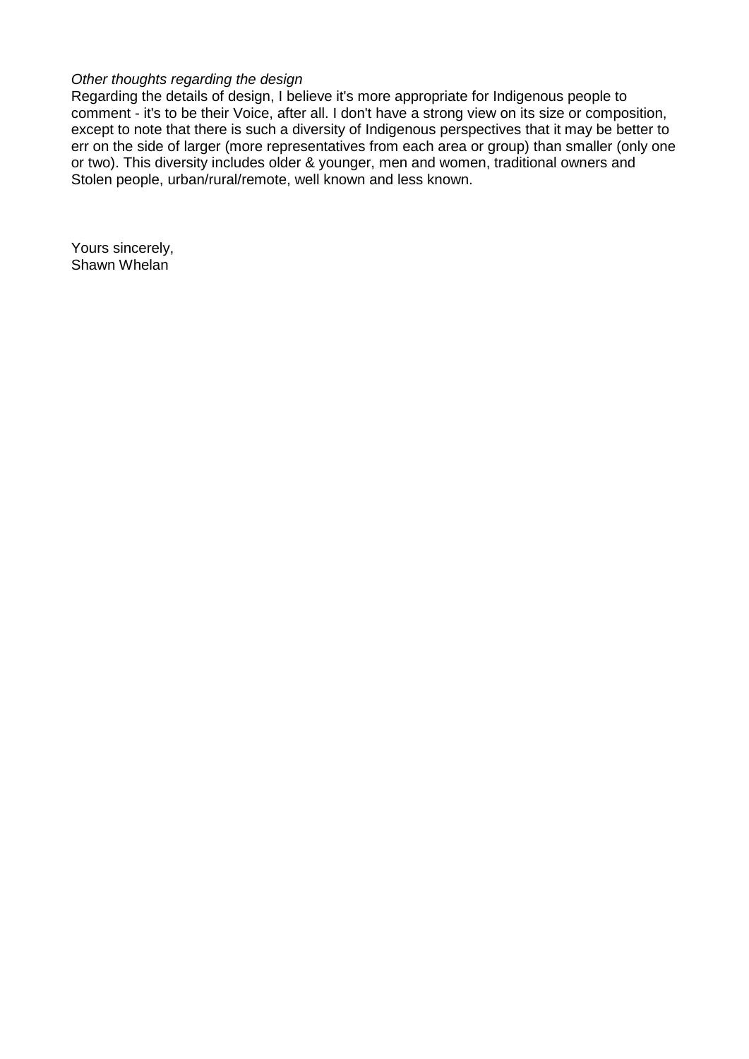*Other thoughts regarding the design*

Regarding the details of design, I believe it's more appropriate for Indigenous people to comment - it's to be their Voice, after all. I don't have a strong view on its size or composition, except to note that there is such a diversity of Indigenous perspectives that it may be better to err on the side of larger (more representatives from each area or group) than smaller (only one or two). This diversity includes older & younger, men and women, traditional owners and Stolen people, urban/rural/remote, well known and less known.

Yours sincerely,
Shawn Whelan